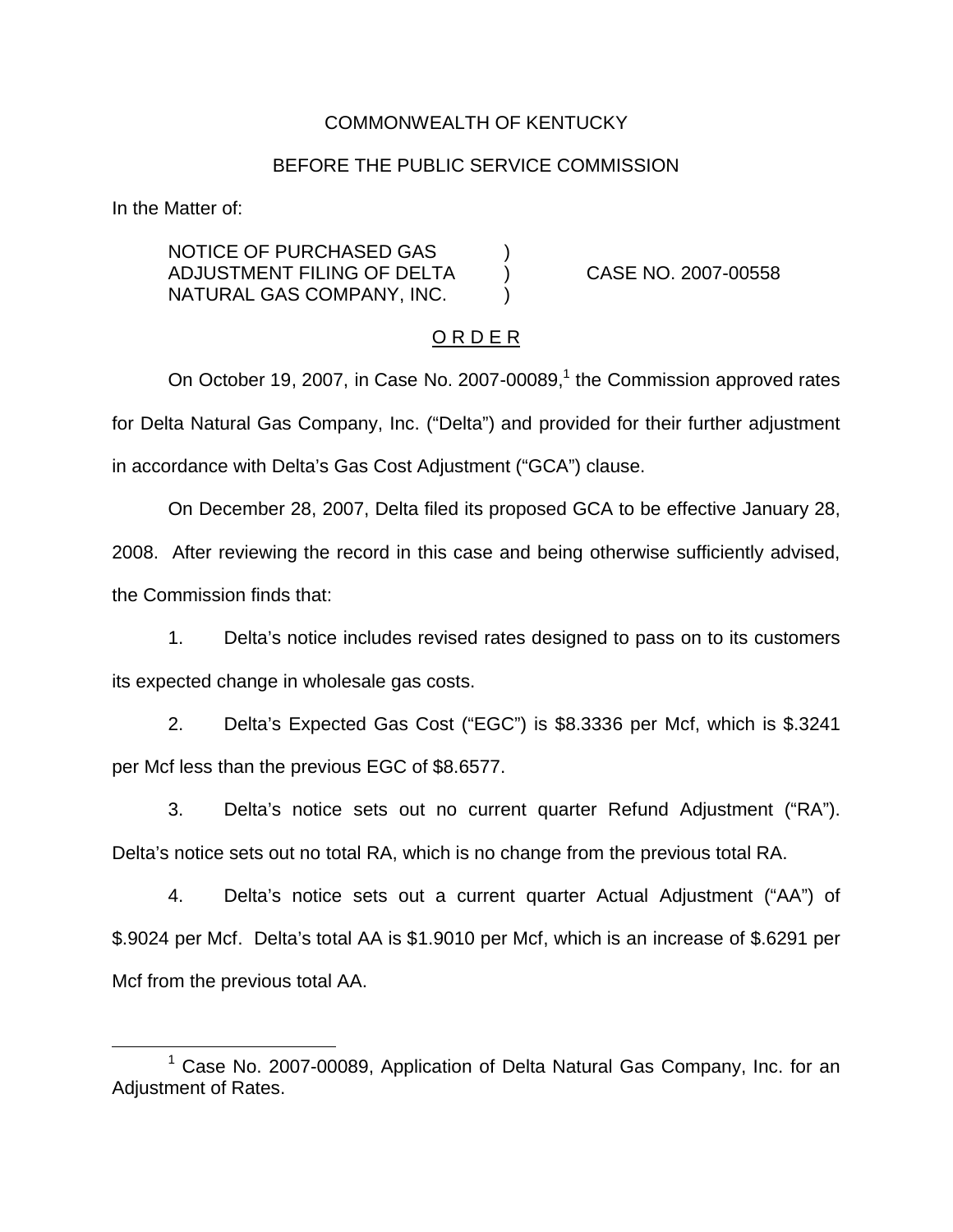COMMONWEALTH OF KENTUCKY

BEFORE THE PUBLIC SERVICE COMMISSION

In the Matter of:

| | | |
|---|---|---|
| NOTICE OF PURCHASED GAS ADJUSTMENT FILING OF DELTA NATURAL GAS COMPANY, INC. | ) ) ) | CASE NO. 2007-00558 |

O R D E R

On October 19, 2007, in Case No. 2007-00089,[1] the Commission approved rates for Delta Natural Gas Company, Inc. ("Delta") and provided for their further adjustment in accordance with Delta's Gas Cost Adjustment ("GCA") clause.

On December 28, 2007, Delta filed its proposed GCA to be effective January 28, 2008. After reviewing the record in this case and being otherwise sufficiently advised, the Commission finds that:

1. Delta's notice includes revised rates designed to pass on to its customers its expected change in wholesale gas costs.

2. Delta's Expected Gas Cost ("EGC") is $8.3336 per Mcf, which is $.3241 per Mcf less than the previous EGC of $8.6577.

3. Delta's notice sets out no current quarter Refund Adjustment ("RA"). Delta's notice sets out no total RA, which is no change from the previous total RA.

4. Delta's notice sets out a current quarter Actual Adjustment ("AA") of $.9024 per Mcf. Delta's total AA is $1.9010 per Mcf, which is an increase of $.6291 per Mcf from the previous total AA.

[1] Case No. 2007-00089, Application of Delta Natural Gas Company, Inc. for an Adjustment of Rates.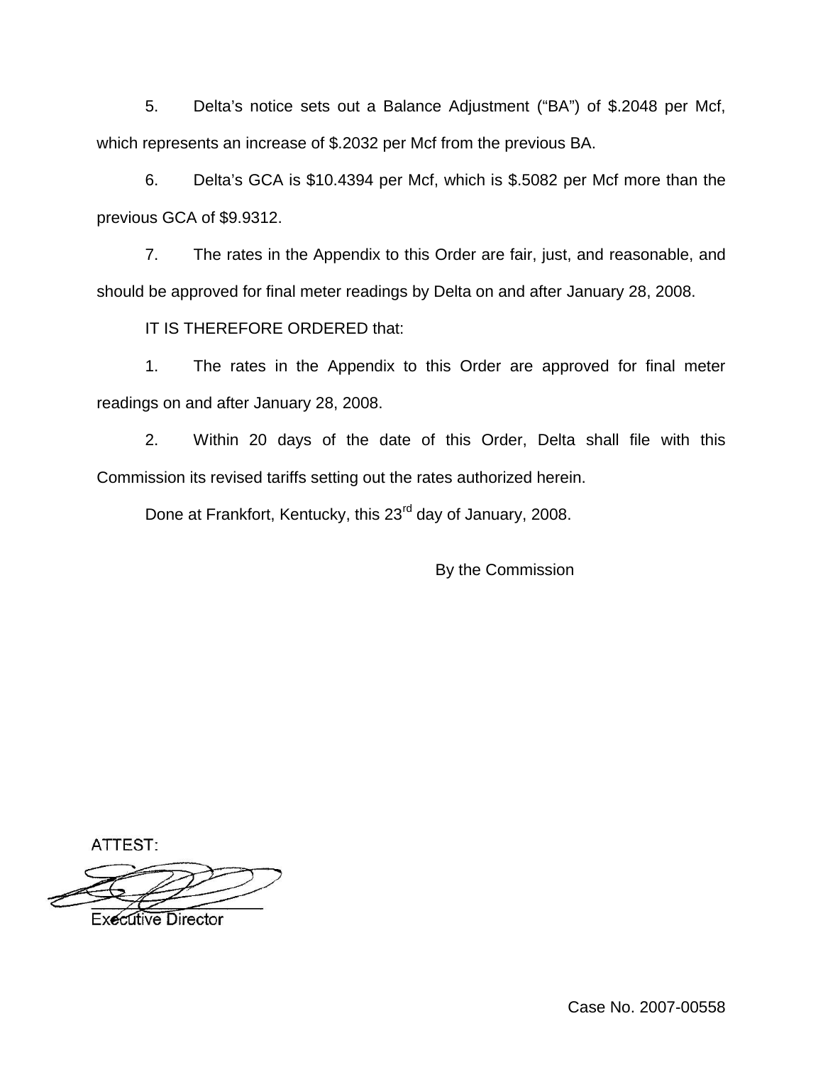5. Delta's notice sets out a Balance Adjustment ("BA") of $.2048 per Mcf, which represents an increase of $.2032 per Mcf from the previous BA.

6. Delta's GCA is $10.4394 per Mcf, which is $.5082 per Mcf more than the previous GCA of $9.9312.

7. The rates in the Appendix to this Order are fair, just, and reasonable, and should be approved for final meter readings by Delta on and after January 28, 2008.

IT IS THEREFORE ORDERED that:

1. The rates in the Appendix to this Order are approved for final meter readings on and after January 28, 2008.

2. Within 20 days of the date of this Order, Delta shall file with this Commission its revised tariffs setting out the rates authorized herein.

Done at Frankfort, Kentucky, this 23rd day of January, 2008.

By the Commission

ATTEST:

Executive Director

Case No. 2007-00558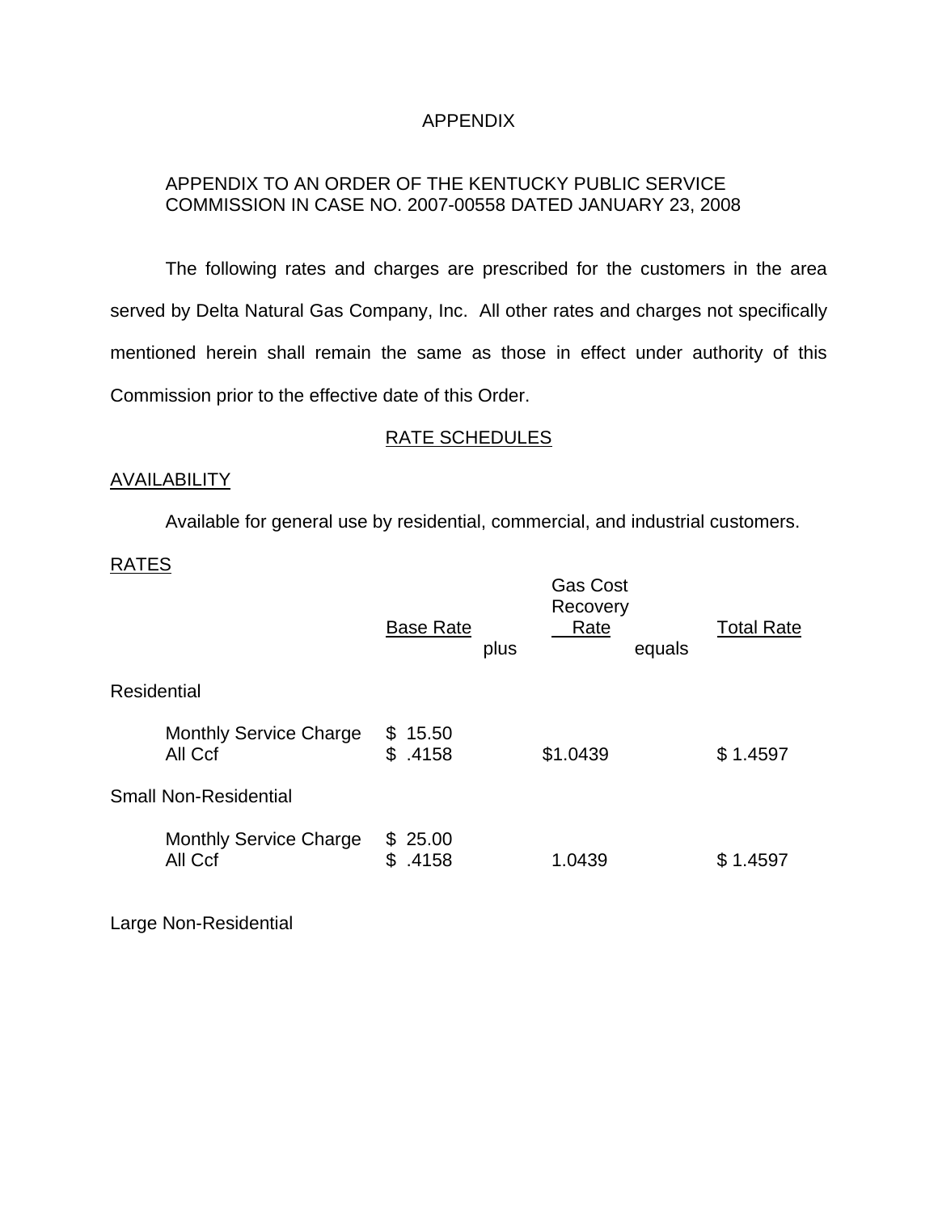APPENDIX

APPENDIX TO AN ORDER OF THE KENTUCKY PUBLIC SERVICE COMMISSION IN CASE NO. 2007-00558 DATED JANUARY 23, 2008

The following rates and charges are prescribed for the customers in the area served by Delta Natural Gas Company, Inc. All other rates and charges not specifically mentioned herein shall remain the same as those in effect under authority of this Commission prior to the effective date of this Order.

RATE SCHEDULES

AVAILABILITY

Available for general use by residential, commercial, and industrial customers.

RATES

| | Base Rate | plus | Gas Cost Recovery Rate | equals | Total Rate |
|---|---|---|---|---|---|
| **Residential** | | | | | |
| Monthly Service Charge | $ 15.50 | | | | |
| All Ccf | $ .4158 | | $1.0439 | | $ 1.4597 |
| **Small Non-Residential** | | | | | |
| Monthly Service Charge | $ 25.00 | | | | |
| All Ccf | $ .4158 | | 1.0439 | | $ 1.4597 |

Large Non-Residential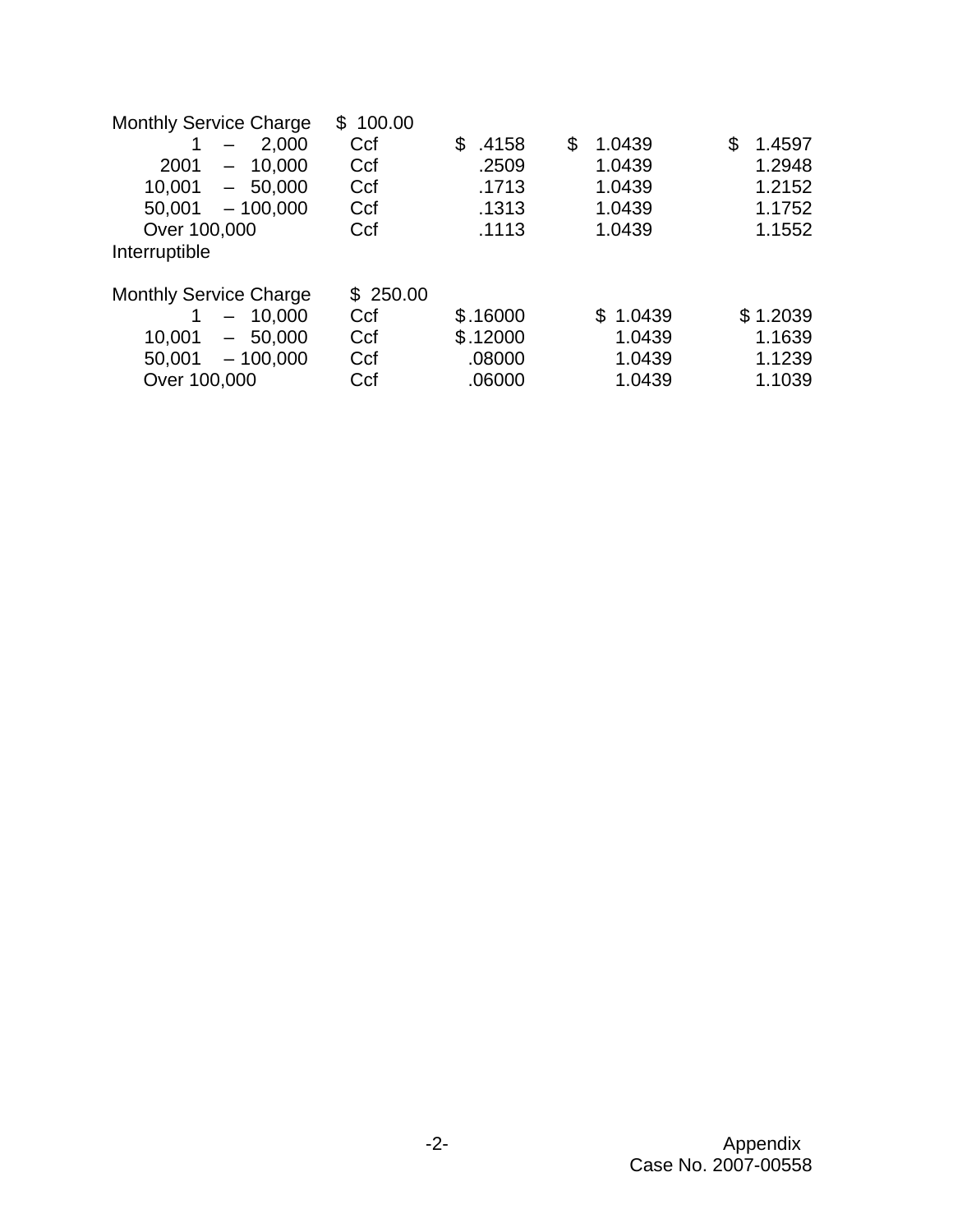| | | | | |
|---|---|---|---|---|
| Monthly Service Charge | $ 100.00 | | | |
| 1 – 2,000 | Ccf | $ .4158 | $ 1.0439 | $ 1.4597 |
| 2001 – 10,000 | Ccf | .2509 | 1.0439 | 1.2948 |
| 10,001 – 50,000 | Ccf | .1713 | 1.0439 | 1.2152 |
| 50,001 – 100,000 | Ccf | .1313 | 1.0439 | 1.1752 |
| Over 100,000 | Ccf | .1113 | 1.0439 | 1.1552 |

Interruptible

| | | | | |
|---|---|---|---|---|
| Monthly Service Charge | $ 250.00 | | | |
| 1 – 10,000 | Ccf | $ .16000 | $ 1.0439 | $ 1.2039 |
| 10,001 – 50,000 | Ccf | $ .12000 | 1.0439 | 1.1639 |
| 50,001 – 100,000 | Ccf | .08000 | 1.0439 | 1.1239 |
| Over 100,000 | Ccf | .06000 | 1.0439 | 1.1039 |

Appendix
Case No. 2007-00558